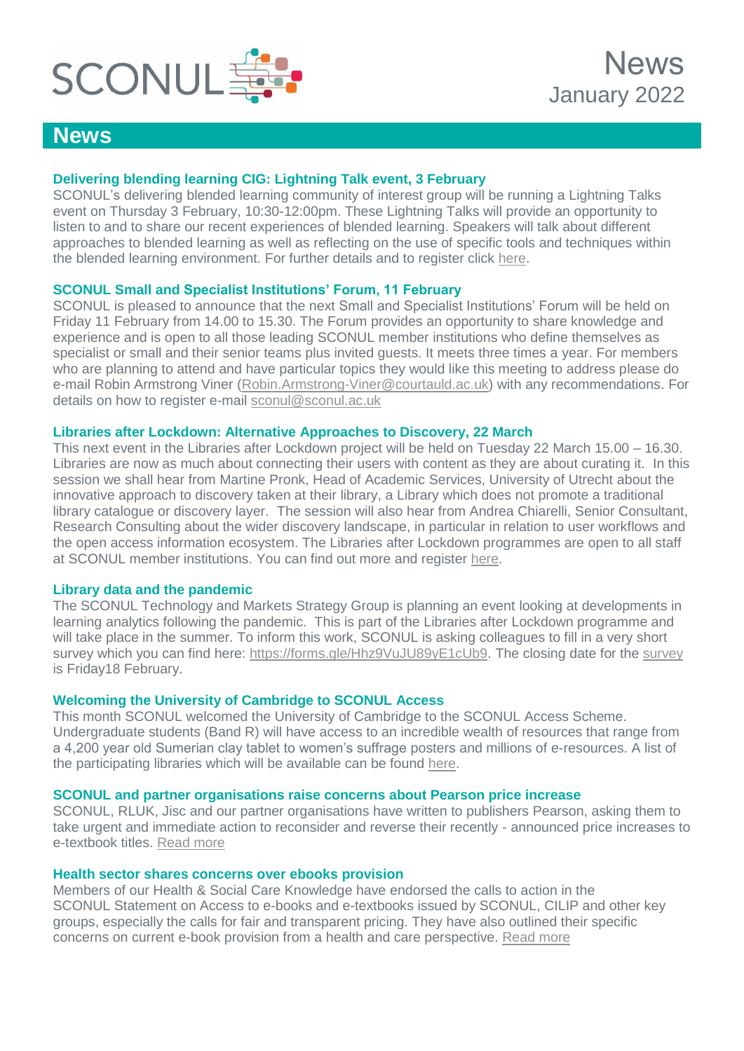SCONUL

# News
January 2022

## News

### Delivering blending learning CIG: Lightning Talk event, 3 February

SCONUL's delivering blended learning community of interest group will be running a Lightning Talks event on Thursday 3 February, 10:30-12:00pm. These Lightning Talks will provide an opportunity to listen to and to share our recent experiences of blended learning. Speakers will talk about different approaches to blended learning as well as reflecting on the use of specific tools and techniques within the blended learning environment. For further details and to register click here.

### SCONUL Small and Specialist Institutions' Forum, 11 February

SCONUL is pleased to announce that the next Small and Specialist Institutions' Forum will be held on Friday 11 February from 14.00 to 15.30. The Forum provides an opportunity to share knowledge and experience and is open to all those leading SCONUL member institutions who define themselves as specialist or small and their senior teams plus invited guests. It meets three times a year. For members who are planning to attend and have particular topics they would like this meeting to address please do e-mail Robin Armstrong Viner (Robin.Armstrong-Viner@courtauld.ac.uk) with any recommendations. For details on how to register e-mail sconul@sconul.ac.uk

### Libraries after Lockdown: Alternative Approaches to Discovery, 22 March

This next event in the Libraries after Lockdown project will be held on Tuesday 22 March 15.00 – 16.30. Libraries are now as much about connecting their users with content as they are about curating it. In this session we shall hear from Martine Pronk, Head of Academic Services, University of Utrecht about the innovative approach to discovery taken at their library, a Library which does not promote a traditional library catalogue or discovery layer. The session will also hear from Andrea Chiarelli, Senior Consultant, Research Consulting about the wider discovery landscape, in particular in relation to user workflows and the open access information ecosystem. The Libraries after Lockdown programmes are open to all staff at SCONUL member institutions. You can find out more and register here.

### Library data and the pandemic

The SCONUL Technology and Markets Strategy Group is planning an event looking at developments in learning analytics following the pandemic. This is part of the Libraries after Lockdown programme and will take place in the summer. To inform this work, SCONUL is asking colleagues to fill in a very short survey which you can find here: https://forms.gle/Hhz9VuJU89yE1cUb9. The closing date for the survey is Friday18 February.

### Welcoming the University of Cambridge to SCONUL Access

This month SCONUL welcomed the University of Cambridge to the SCONUL Access Scheme. Undergraduate students (Band R) will have access to an incredible wealth of resources that range from a 4,200 year old Sumerian clay tablet to women's suffrage posters and millions of e-resources. A list of the participating libraries which will be available can be found here.

### SCONUL and partner organisations raise concerns about Pearson price increase

SCONUL, RLUK, Jisc and our partner organisations have written to publishers Pearson, asking them to take urgent and immediate action to reconsider and reverse their recently - announced price increases to e-textbook titles. Read more

### Health sector shares concerns over ebooks provision

Members of our Health & Social Care Knowledge have endorsed the calls to action in the SCONUL Statement on Access to e-books and e-textbooks issued by SCONUL, CILIP and other key groups, especially the calls for fair and transparent pricing. They have also outlined their specific concerns on current e-book provision from a health and care perspective. Read more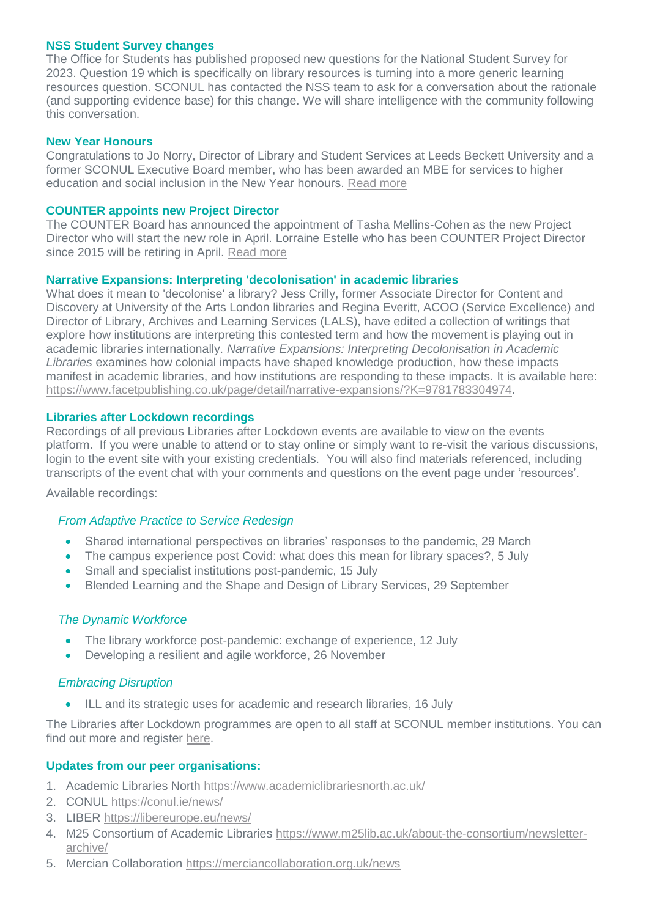### NSS Student Survey changes

The Office for Students has published proposed new questions for the National Student Survey for 2023. Question 19 which is specifically on library resources is turning into a more generic learning resources question. SCONUL has contacted the NSS team to ask for a conversation about the rationale (and supporting evidence base) for this change. We will share intelligence with the community following this conversation.

### New Year Honours

Congratulations to Jo Norry, Director of Library and Student Services at Leeds Beckett University and a former SCONUL Executive Board member, who has been awarded an MBE for services to higher education and social inclusion in the New Year honours. Read more

### COUNTER appoints new Project Director

The COUNTER Board has announced the appointment of Tasha Mellins-Cohen as the new Project Director who will start the new role in April. Lorraine Estelle who has been COUNTER Project Director since 2015 will be retiring in April. Read more

### Narrative Expansions: Interpreting 'decolonisation' in academic libraries

What does it mean to 'decolonise' a library? Jess Crilly, former Associate Director for Content and Discovery at University of the Arts London libraries and Regina Everitt, ACOO (Service Excellence) and Director of Library, Archives and Learning Services (LALS), have edited a collection of writings that explore how institutions are interpreting this contested term and how the movement is playing out in academic libraries internationally. *Narrative Expansions: Interpreting Decolonisation in Academic Libraries* examines how colonial impacts have shaped knowledge production, how these impacts manifest in academic libraries, and how institutions are responding to these impacts. It is available here: https://www.facetpublishing.co.uk/page/detail/narrative-expansions/?K=9781783304974.

### Libraries after Lockdown recordings

Recordings of all previous Libraries after Lockdown events are available to view on the events platform. If you were unable to attend or to stay online or simply want to re-visit the various discussions, login to the event site with your existing credentials. You will also find materials referenced, including transcripts of the event chat with your comments and questions on the event page under 'resources'.

Available recordings:

*From Adaptive Practice to Service Redesign*

- Shared international perspectives on libraries' responses to the pandemic, 29 March
- The campus experience post Covid: what does this mean for library spaces?, 5 July
- Small and specialist institutions post-pandemic, 15 July
- Blended Learning and the Shape and Design of Library Services, 29 September

*The Dynamic Workforce*

- The library workforce post-pandemic: exchange of experience, 12 July
- Developing a resilient and agile workforce, 26 November

*Embracing Disruption*

- ILL and its strategic uses for academic and research libraries, 16 July

The Libraries after Lockdown programmes are open to all staff at SCONUL member institutions. You can find out more and register here.

### Updates from our peer organisations:

1. Academic Libraries North https://www.academiclibrariesnorth.ac.uk/
2. CONUL https://conul.ie/news/
3. LIBER https://libereurope.eu/news/
4. M25 Consortium of Academic Libraries https://www.m25lib.ac.uk/about-the-consortium/newsletter-archive/
5. Mercian Collaboration https://merciancollaboration.org.uk/news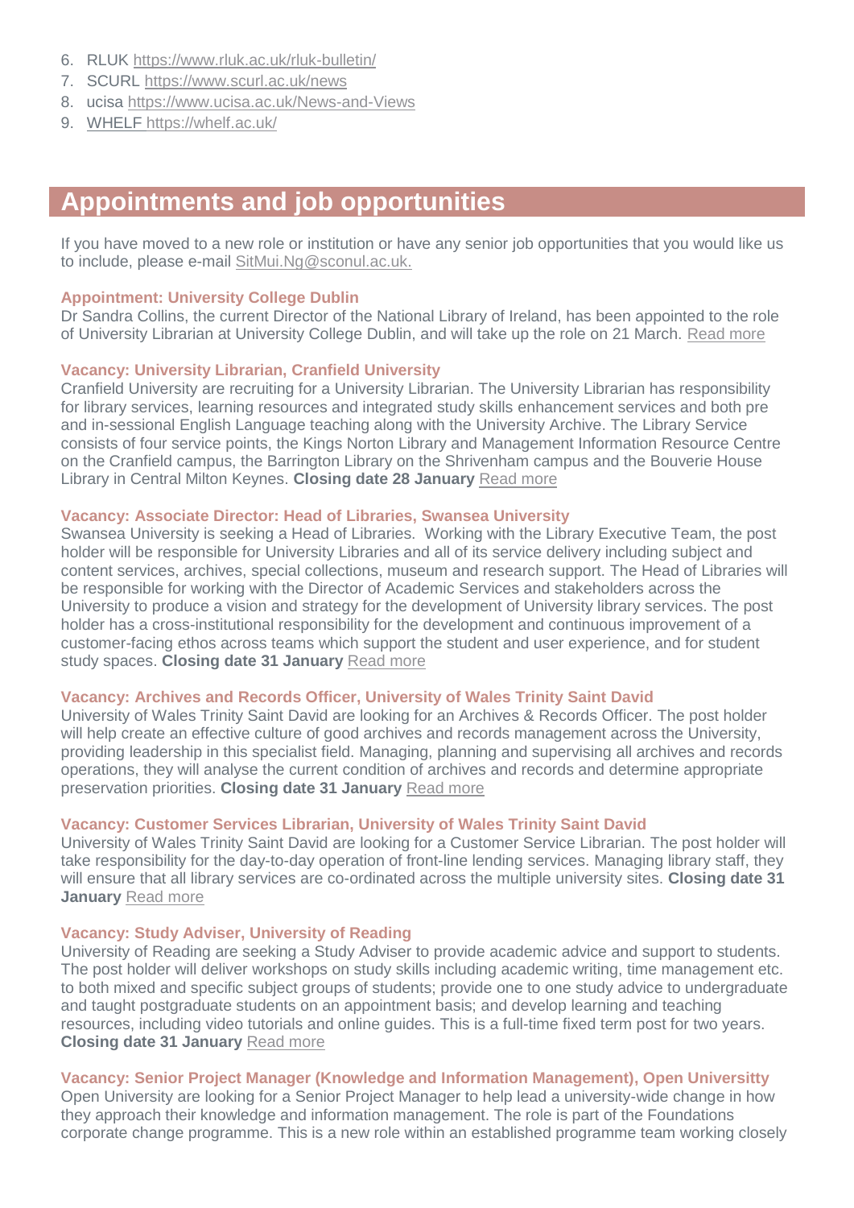6. RLUK https://www.rluk.ac.uk/rluk-bulletin/
7. SCURL https://www.scurl.ac.uk/news
8. ucisa https://www.ucisa.ac.uk/News-and-Views
9. WHELF https://whelf.ac.uk/

## Appointments and job opportunities

If you have moved to a new role or institution or have any senior job opportunities that you would like us to include, please e-mail SitMui.Ng@sconul.ac.uk.

**Appointment: University College Dublin**

Dr Sandra Collins, the current Director of the National Library of Ireland, has been appointed to the role of University Librarian at University College Dublin, and will take up the role on 21 March. Read more

**Vacancy: University Librarian, Cranfield University**

Cranfield University are recruiting for a University Librarian. The University Librarian has responsibility for library services, learning resources and integrated study skills enhancement services and both pre and in-sessional English Language teaching along with the University Archive. The Library Service consists of four service points, the Kings Norton Library and Management Information Resource Centre on the Cranfield campus, the Barrington Library on the Shrivenham campus and the Bouverie House Library in Central Milton Keynes. **Closing date 28 January** Read more

**Vacancy: Associate Director: Head of Libraries, Swansea University**

Swansea University is seeking a Head of Libraries. Working with the Library Executive Team, the post holder will be responsible for University Libraries and all of its service delivery including subject and content services, archives, special collections, museum and research support. The Head of Libraries will be responsible for working with the Director of Academic Services and stakeholders across the University to produce a vision and strategy for the development of University library services. The post holder has a cross-institutional responsibility for the development and continuous improvement of a customer-facing ethos across teams which support the student and user experience, and for student study spaces. **Closing date 31 January** Read more

**Vacancy: Archives and Records Officer, University of Wales Trinity Saint David**

University of Wales Trinity Saint David are looking for an Archives & Records Officer. The post holder will help create an effective culture of good archives and records management across the University, providing leadership in this specialist field. Managing, planning and supervising all archives and records operations, they will analyse the current condition of archives and records and determine appropriate preservation priorities. **Closing date 31 January** Read more

**Vacancy: Customer Services Librarian, University of Wales Trinity Saint David**

University of Wales Trinity Saint David are looking for a Customer Service Librarian. The post holder will take responsibility for the day-to-day operation of front-line lending services. Managing library staff, they will ensure that all library services are co-ordinated across the multiple university sites. **Closing date 31 January** Read more

**Vacancy: Study Adviser, University of Reading**

University of Reading are seeking a Study Adviser to provide academic advice and support to students. The post holder will deliver workshops on study skills including academic writing, time management etc. to both mixed and specific subject groups of students; provide one to one study advice to undergraduate and taught postgraduate students on an appointment basis; and develop learning and teaching resources, including video tutorials and online guides. This is a full-time fixed term post for two years. **Closing date 31 January** Read more

**Vacancy: Senior Project Manager (Knowledge and Information Management), Open Universitty**

Open University are looking for a Senior Project Manager to help lead a university-wide change in how they approach their knowledge and information management. The role is part of the Foundations corporate change programme. This is a new role within an established programme team working closely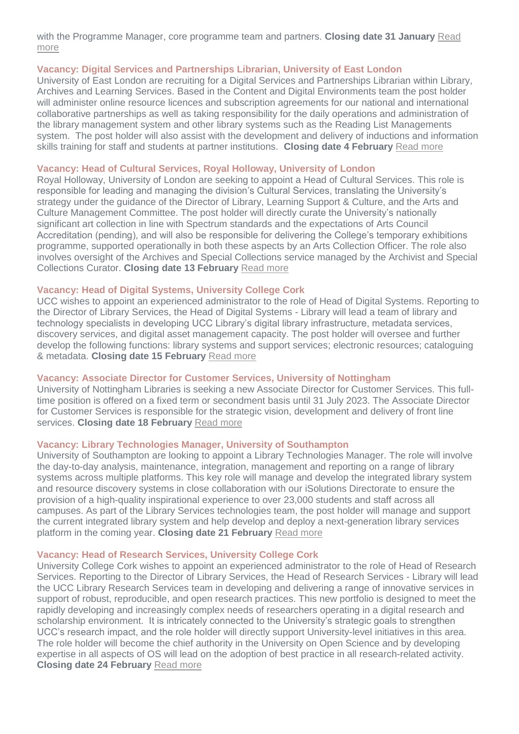with the Programme Manager, core programme team and partners. **Closing date 31 January** Read more

### Vacancy: Digital Services and Partnerships Librarian, University of East London

University of East London are recruiting for a Digital Services and Partnerships Librarian within Library, Archives and Learning Services. Based in the Content and Digital Environments team the post holder will administer online resource licences and subscription agreements for our national and international collaborative partnerships as well as taking responsibility for the daily operations and administration of the library management system and other library systems such as the Reading List Managements system. The post holder will also assist with the development and delivery of inductions and information skills training for staff and students at partner institutions. **Closing date 4 February** Read more

### Vacancy: Head of Cultural Services, Royal Holloway, University of London

Royal Holloway, University of London are seeking to appoint a Head of Cultural Services. This role is responsible for leading and managing the division's Cultural Services, translating the University's strategy under the guidance of the Director of Library, Learning Support & Culture, and the Arts and Culture Management Committee. The post holder will directly curate the University's nationally significant art collection in line with Spectrum standards and the expectations of Arts Council Accreditation (pending), and will also be responsible for delivering the College's temporary exhibitions programme, supported operationally in both these aspects by an Arts Collection Officer. The role also involves oversight of the Archives and Special Collections service managed by the Archivist and Special Collections Curator. **Closing date 13 February** Read more

### Vacancy: Head of Digital Systems, University College Cork

UCC wishes to appoint an experienced administrator to the role of Head of Digital Systems. Reporting to the Director of Library Services, the Head of Digital Systems - Library will lead a team of library and technology specialists in developing UCC Library's digital library infrastructure, metadata services, discovery services, and digital asset management capacity. The post holder will oversee and further develop the following functions: library systems and support services; electronic resources; cataloguing & metadata. **Closing date 15 February** Read more

### Vacancy: Associate Director for Customer Services, University of Nottingham

University of Nottingham Libraries is seeking a new Associate Director for Customer Services. This full-time position is offered on a fixed term or secondment basis until 31 July 2023. The Associate Director for Customer Services is responsible for the strategic vision, development and delivery of front line services. **Closing date 18 February** Read more

### Vacancy: Library Technologies Manager, University of Southampton

University of Southampton are looking to appoint a Library Technologies Manager. The role will involve the day-to-day analysis, maintenance, integration, management and reporting on a range of library systems across multiple platforms. This key role will manage and develop the integrated library system and resource discovery systems in close collaboration with our iSolutions Directorate to ensure the provision of a high-quality inspirational experience to over 23,000 students and staff across all campuses. As part of the Library Services technologies team, the post holder will manage and support the current integrated library system and help develop and deploy a next-generation library services platform in the coming year. **Closing date 21 February** Read more

### Vacancy: Head of Research Services, University College Cork

University College Cork wishes to appoint an experienced administrator to the role of Head of Research Services. Reporting to the Director of Library Services, the Head of Research Services - Library will lead the UCC Library Research Services team in developing and delivering a range of innovative services in support of robust, reproducible, and open research practices. This new portfolio is designed to meet the rapidly developing and increasingly complex needs of researchers operating in a digital research and scholarship environment. It is intricately connected to the University's strategic goals to strengthen UCC's research impact, and the role holder will directly support University-level initiatives in this area. The role holder will become the chief authority in the University on Open Science and by developing expertise in all aspects of OS will lead on the adoption of best practice in all research-related activity. **Closing date 24 February** Read more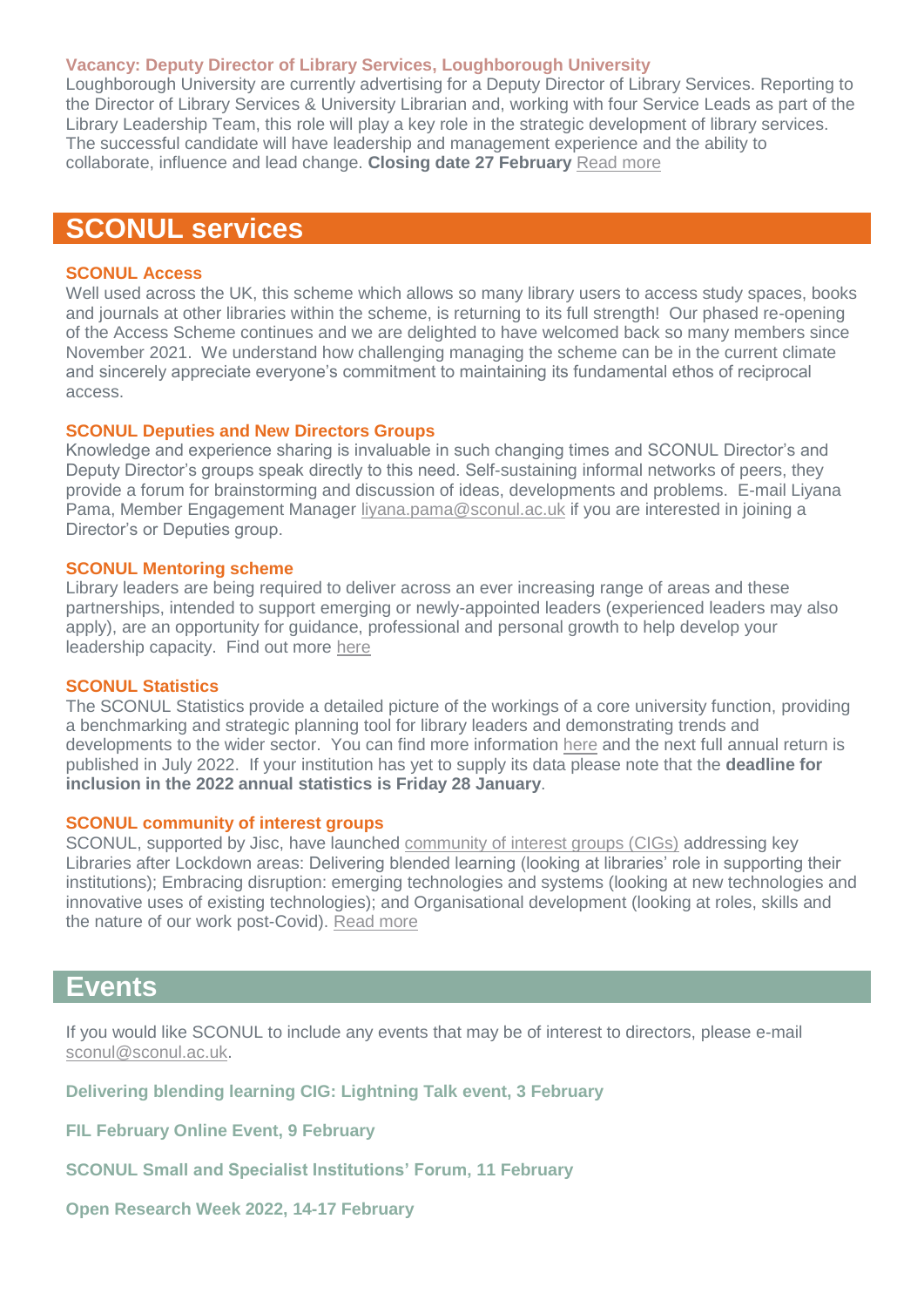### Vacancy: Deputy Director of Library Services, Loughborough University

Loughborough University are currently advertising for a Deputy Director of Library Services. Reporting to the Director of Library Services & University Librarian and, working with four Service Leads as part of the Library Leadership Team, this role will play a key role in the strategic development of library services. The successful candidate will have leadership and management experience and the ability to collaborate, influence and lead change. **Closing date 27 February** Read more

## SCONUL services

### SCONUL Access

Well used across the UK, this scheme which allows so many library users to access study spaces, books and journals at other libraries within the scheme, is returning to its full strength! Our phased re-opening of the Access Scheme continues and we are delighted to have welcomed back so many members since November 2021. We understand how challenging managing the scheme can be in the current climate and sincerely appreciate everyone's commitment to maintaining its fundamental ethos of reciprocal access.

### SCONUL Deputies and New Directors Groups

Knowledge and experience sharing is invaluable in such changing times and SCONUL Director's and Deputy Director's groups speak directly to this need. Self-sustaining informal networks of peers, they provide a forum for brainstorming and discussion of ideas, developments and problems. E-mail Liyana Pama, Member Engagement Manager liyana.pama@sconul.ac.uk if you are interested in joining a Director's or Deputies group.

### SCONUL Mentoring scheme

Library leaders are being required to deliver across an ever increasing range of areas and these partnerships, intended to support emerging or newly-appointed leaders (experienced leaders may also apply), are an opportunity for guidance, professional and personal growth to help develop your leadership capacity. Find out more here

### SCONUL Statistics

The SCONUL Statistics provide a detailed picture of the workings of a core university function, providing a benchmarking and strategic planning tool for library leaders and demonstrating trends and developments to the wider sector. You can find more information here and the next full annual return is published in July 2022. If your institution has yet to supply its data please note that the **deadline for inclusion in the 2022 annual statistics is Friday 28 January**.

### SCONUL community of interest groups

SCONUL, supported by Jisc, have launched community of interest groups (CIGs) addressing key Libraries after Lockdown areas: Delivering blended learning (looking at libraries' role in supporting their institutions); Embracing disruption: emerging technologies and systems (looking at new technologies and innovative uses of existing technologies); and Organisational development (looking at roles, skills and the nature of our work post-Covid). Read more

## Events

If you would like SCONUL to include any events that may be of interest to directors, please e-mail sconul@sconul.ac.uk.

**Delivering blending learning CIG: Lightning Talk event, 3 February**

**FIL February Online Event, 9 February**

**SCONUL Small and Specialist Institutions' Forum, 11 February**

**Open Research Week 2022, 14-17 February**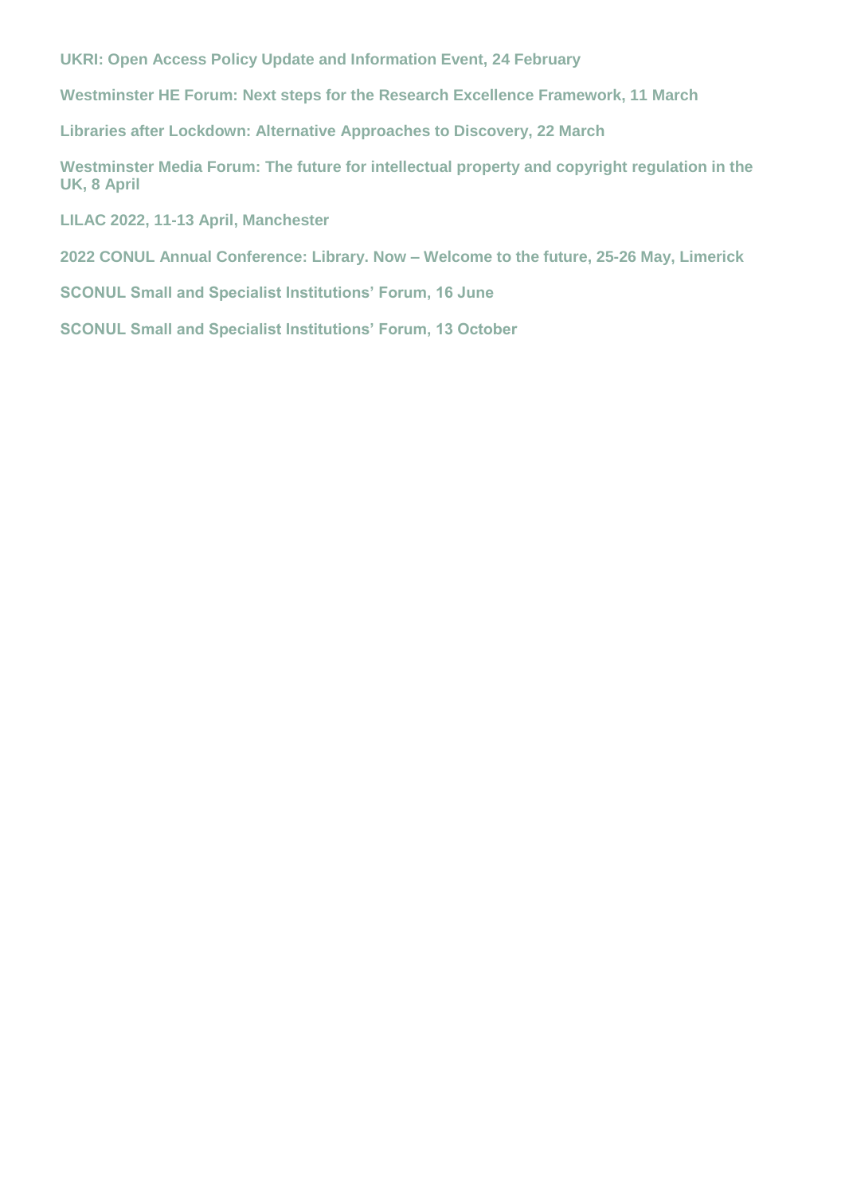**UKRI: Open Access Policy Update and Information Event, 24 February**

**Westminster HE Forum: Next steps for the Research Excellence Framework, 11 March**

**Libraries after Lockdown: Alternative Approaches to Discovery, 22 March**

**Westminster Media Forum: The future for intellectual property and copyright regulation in the UK, 8 April**

**LILAC 2022, 11-13 April, Manchester**

**2022 CONUL Annual Conference: Library. Now – Welcome to the future, 25-26 May, Limerick**

**SCONUL Small and Specialist Institutions' Forum, 16 June**

**SCONUL Small and Specialist Institutions' Forum, 13 October**